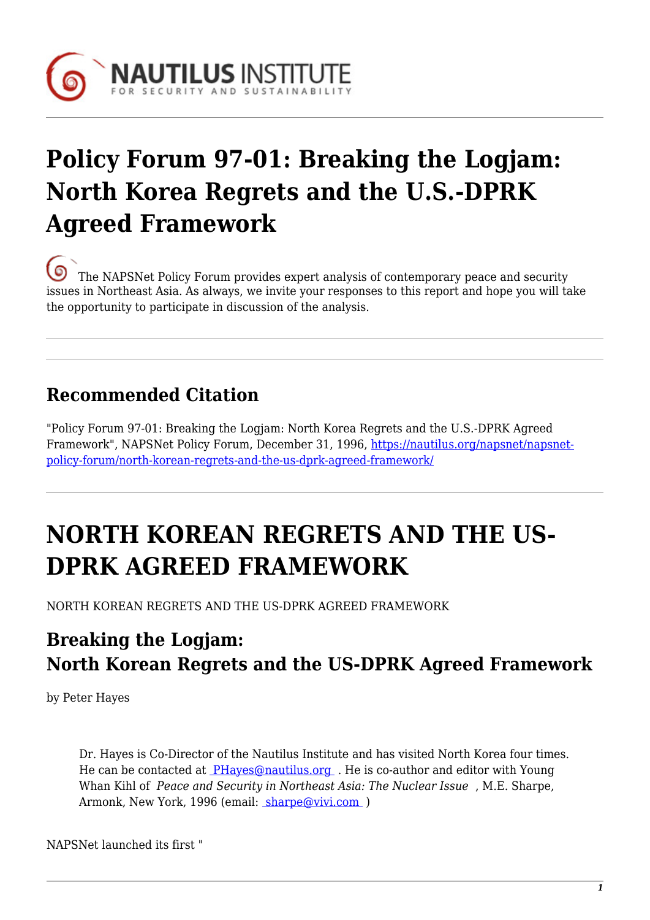# Policy Forum 97-01: Breaking the Logjam: North Korea Regrets and the U.S.-DPRK Agreed Framework

The NAPSNet Policy Forum provides expert analysis of contemporary peace and security issues in Northeast Asia. As always, we invite your responses to this report and hope you will take the opportunity to participate in discussion of the analysis.

## Recommended Citation

"Policy Forum 97-01: Breaking the Logjam: North Korea Regrets and the U.S.-DPRK Agreed Framework", NAPSNet Policy Forum, December 31, 1996, https://nautilus.org/napsnet/napsnet-policy-forum/north-korean-regrets-and-the-us-dprk-agreed-framework/

# NORTH KOREAN REGRETS AND THE US-DPRK AGREED FRAMEWORK

NORTH KOREAN REGRETS AND THE US-DPRK AGREED FRAMEWORK

### Breaking the Logjam:
### North Korean Regrets and the US-DPRK Agreed Framework

by Peter Hayes

> Dr. Hayes is Co-Director of the Nautilus Institute and has visited North Korea four times. He can be contacted at PHayes@nautilus.org . He is co-author and editor with Young Whan Kihl of *Peace and Security in Northeast Asia: The Nuclear Issue* , M.E. Sharpe, Armonk, New York, 1996 (email: sharpe@vivi.com )

NAPSNet launched its first "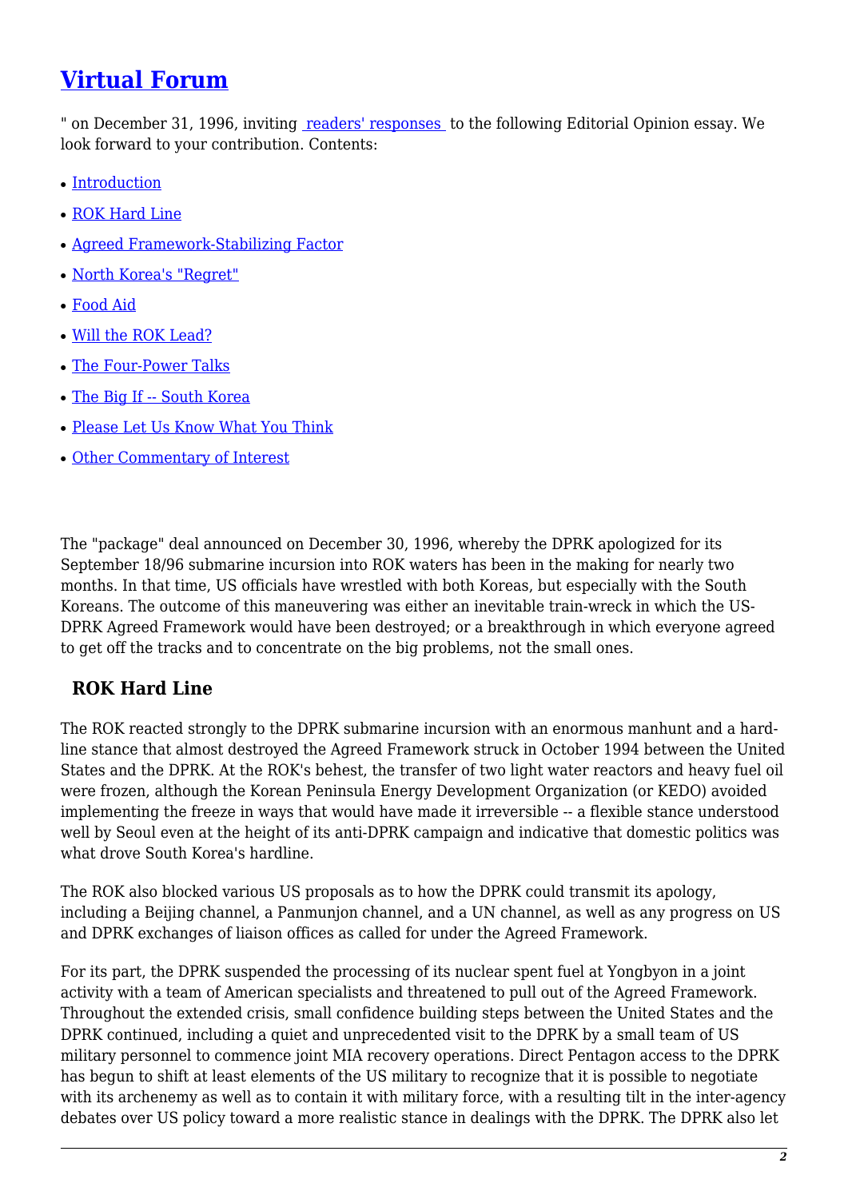# [Virtual Forum](#)

" on December 31, 1996, inviting [readers' responses](#) to the following Editorial Opinion essay. We look forward to your contribution. Contents:

- [Introduction](#)
- [ROK Hard Line](#)
- [Agreed Framework-Stabilizing Factor](#)
- [North Korea's "Regret"](#)
- [Food Aid](#)
- [Will the ROK Lead?](#)
- [The Four-Power Talks](#)
- [The Big If -- South Korea](#)
- [Please Let Us Know What You Think](#)
- [Other Commentary of Interest](#)

The "package" deal announced on December 30, 1996, whereby the DPRK apologized for its September 18/96 submarine incursion into ROK waters has been in the making for nearly two months. In that time, US officials have wrestled with both Koreas, but especially with the South Koreans. The outcome of this maneuvering was either an inevitable train-wreck in which the US-DPRK Agreed Framework would have been destroyed; or a breakthrough in which everyone agreed to get off the tracks and to concentrate on the big problems, not the small ones.

### ROK Hard Line

The ROK reacted strongly to the DPRK submarine incursion with an enormous manhunt and a hard-line stance that almost destroyed the Agreed Framework struck in October 1994 between the United States and the DPRK. At the ROK's behest, the transfer of two light water reactors and heavy fuel oil were frozen, although the Korean Peninsula Energy Development Organization (or KEDO) avoided implementing the freeze in ways that would have made it irreversible -- a flexible stance understood well by Seoul even at the height of its anti-DPRK campaign and indicative that domestic politics was what drove South Korea's hardline.

The ROK also blocked various US proposals as to how the DPRK could transmit its apology, including a Beijing channel, a Panmunjon channel, and a UN channel, as well as any progress on US and DPRK exchanges of liaison offices as called for under the Agreed Framework.

For its part, the DPRK suspended the processing of its nuclear spent fuel at Yongbyon in a joint activity with a team of American specialists and threatened to pull out of the Agreed Framework. Throughout the extended crisis, small confidence building steps between the United States and the DPRK continued, including a quiet and unprecedented visit to the DPRK by a small team of US military personnel to commence joint MIA recovery operations. Direct Pentagon access to the DPRK has begun to shift at least elements of the US military to recognize that it is possible to negotiate with its archenemy as well as to contain it with military force, with a resulting tilt in the inter-agency debates over US policy toward a more realistic stance in dealings with the DPRK. The DPRK also let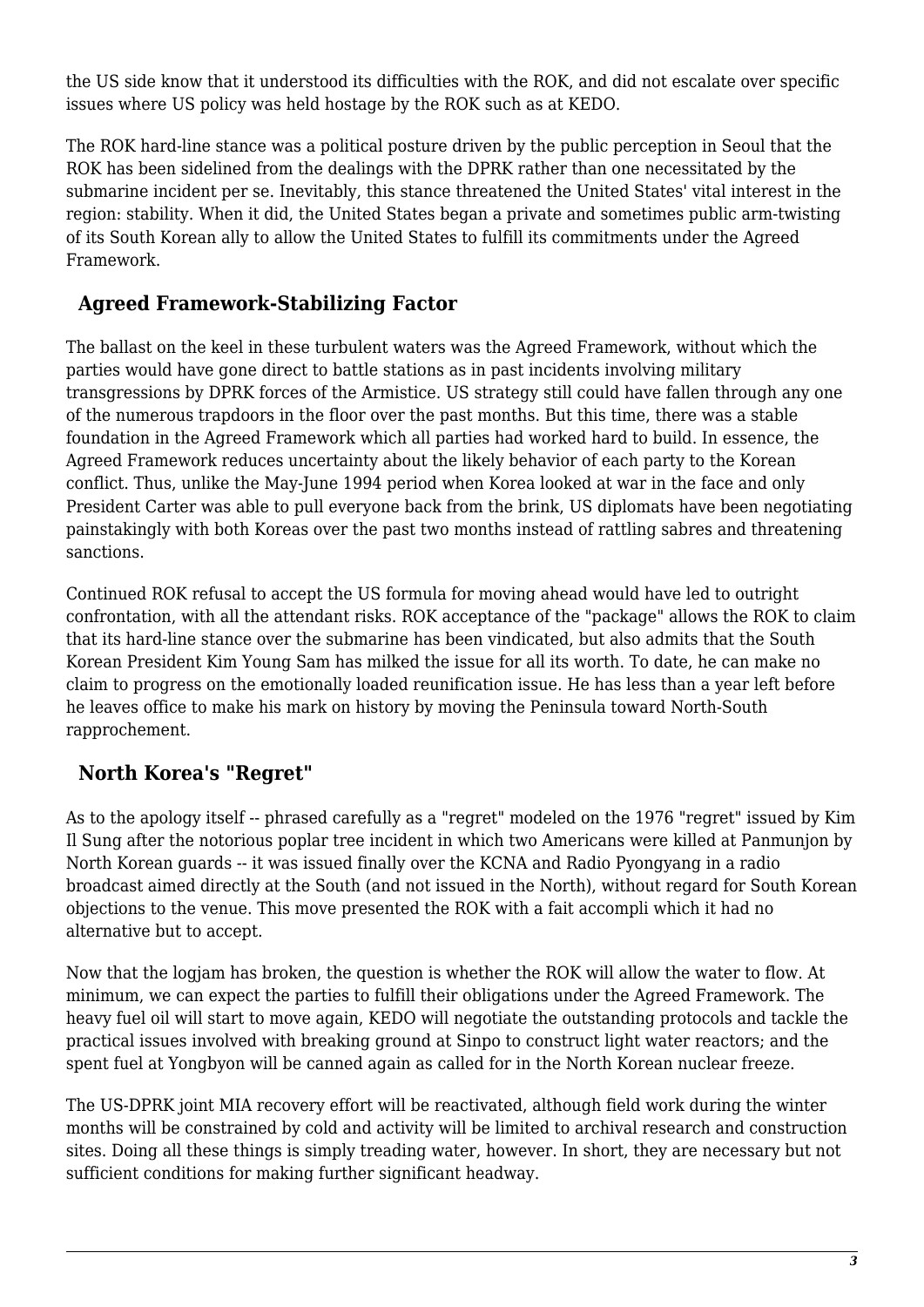the US side know that it understood its difficulties with the ROK, and did not escalate over specific issues where US policy was held hostage by the ROK such as at KEDO.

The ROK hard-line stance was a political posture driven by the public perception in Seoul that the ROK has been sidelined from the dealings with the DPRK rather than one necessitated by the submarine incident per se. Inevitably, this stance threatened the United States' vital interest in the region: stability. When it did, the United States began a private and sometimes public arm-twisting of its South Korean ally to allow the United States to fulfill its commitments under the Agreed Framework.

## Agreed Framework-Stabilizing Factor

The ballast on the keel in these turbulent waters was the Agreed Framework, without which the parties would have gone direct to battle stations as in past incidents involving military transgressions by DPRK forces of the Armistice. US strategy still could have fallen through any one of the numerous trapdoors in the floor over the past months. But this time, there was a stable foundation in the Agreed Framework which all parties had worked hard to build. In essence, the Agreed Framework reduces uncertainty about the likely behavior of each party to the Korean conflict. Thus, unlike the May-June 1994 period when Korea looked at war in the face and only President Carter was able to pull everyone back from the brink, US diplomats have been negotiating painstakingly with both Koreas over the past two months instead of rattling sabres and threatening sanctions.

Continued ROK refusal to accept the US formula for moving ahead would have led to outright confrontation, with all the attendant risks. ROK acceptance of the "package" allows the ROK to claim that its hard-line stance over the submarine has been vindicated, but also admits that the South Korean President Kim Young Sam has milked the issue for all its worth. To date, he can make no claim to progress on the emotionally loaded reunification issue. He has less than a year left before he leaves office to make his mark on history by moving the Peninsula toward North-South rapprochement.

## North Korea's "Regret"

As to the apology itself -- phrased carefully as a "regret" modeled on the 1976 "regret" issued by Kim Il Sung after the notorious poplar tree incident in which two Americans were killed at Panmunjon by North Korean guards -- it was issued finally over the KCNA and Radio Pyongyang in a radio broadcast aimed directly at the South (and not issued in the North), without regard for South Korean objections to the venue. This move presented the ROK with a fait accompli which it had no alternative but to accept.

Now that the logjam has broken, the question is whether the ROK will allow the water to flow. At minimum, we can expect the parties to fulfill their obligations under the Agreed Framework. The heavy fuel oil will start to move again, KEDO will negotiate the outstanding protocols and tackle the practical issues involved with breaking ground at Sinpo to construct light water reactors; and the spent fuel at Yongbyon will be canned again as called for in the North Korean nuclear freeze.

The US-DPRK joint MIA recovery effort will be reactivated, although field work during the winter months will be constrained by cold and activity will be limited to archival research and construction sites. Doing all these things is simply treading water, however. In short, they are necessary but not sufficient conditions for making further significant headway.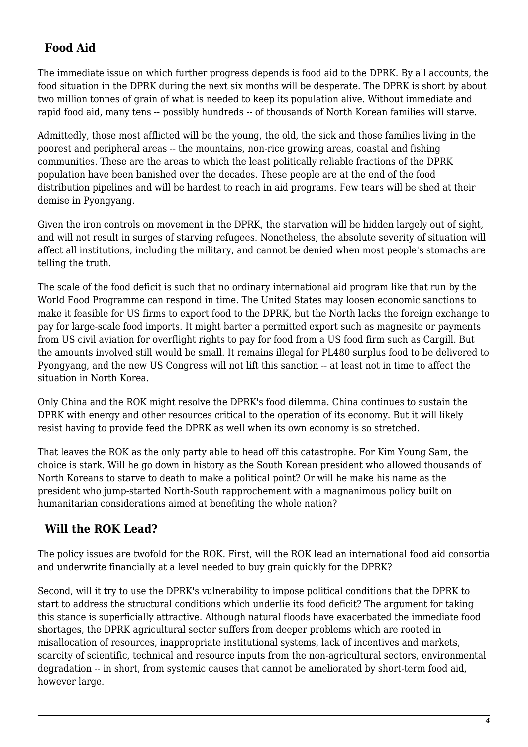## Food Aid

The immediate issue on which further progress depends is food aid to the DPRK. By all accounts, the food situation in the DPRK during the next six months will be desperate. The DPRK is short by about two million tonnes of grain of what is needed to keep its population alive. Without immediate and rapid food aid, many tens -- possibly hundreds -- of thousands of North Korean families will starve.

Admittedly, those most afflicted will be the young, the old, the sick and those families living in the poorest and peripheral areas -- the mountains, non-rice growing areas, coastal and fishing communities. These are the areas to which the least politically reliable fractions of the DPRK population have been banished over the decades. These people are at the end of the food distribution pipelines and will be hardest to reach in aid programs. Few tears will be shed at their demise in Pyongyang.

Given the iron controls on movement in the DPRK, the starvation will be hidden largely out of sight, and will not result in surges of starving refugees. Nonetheless, the absolute severity of situation will affect all institutions, including the military, and cannot be denied when most people's stomachs are telling the truth.

The scale of the food deficit is such that no ordinary international aid program like that run by the World Food Programme can respond in time. The United States may loosen economic sanctions to make it feasible for US firms to export food to the DPRK, but the North lacks the foreign exchange to pay for large-scale food imports. It might barter a permitted export such as magnesite or payments from US civil aviation for overflight rights to pay for food from a US food firm such as Cargill. But the amounts involved still would be small. It remains illegal for PL480 surplus food to be delivered to Pyongyang, and the new US Congress will not lift this sanction -- at least not in time to affect the situation in North Korea.

Only China and the ROK might resolve the DPRK's food dilemma. China continues to sustain the DPRK with energy and other resources critical to the operation of its economy. But it will likely resist having to provide feed the DPRK as well when its own economy is so stretched.

That leaves the ROK as the only party able to head off this catastrophe. For Kim Young Sam, the choice is stark. Will he go down in history as the South Korean president who allowed thousands of North Koreans to starve to death to make a political point? Or will he make his name as the president who jump-started North-South rapprochement with a magnanimous policy built on humanitarian considerations aimed at benefiting the whole nation?

## Will the ROK Lead?

The policy issues are twofold for the ROK. First, will the ROK lead an international food aid consortia and underwrite financially at a level needed to buy grain quickly for the DPRK?

Second, will it try to use the DPRK's vulnerability to impose political conditions that the DPRK to start to address the structural conditions which underlie its food deficit? The argument for taking this stance is superficially attractive. Although natural floods have exacerbated the immediate food shortages, the DPRK agricultural sector suffers from deeper problems which are rooted in misallocation of resources, inappropriate institutional systems, lack of incentives and markets, scarcity of scientific, technical and resource inputs from the non-agricultural sectors, environmental degradation -- in short, from systemic causes that cannot be ameliorated by short-term food aid, however large.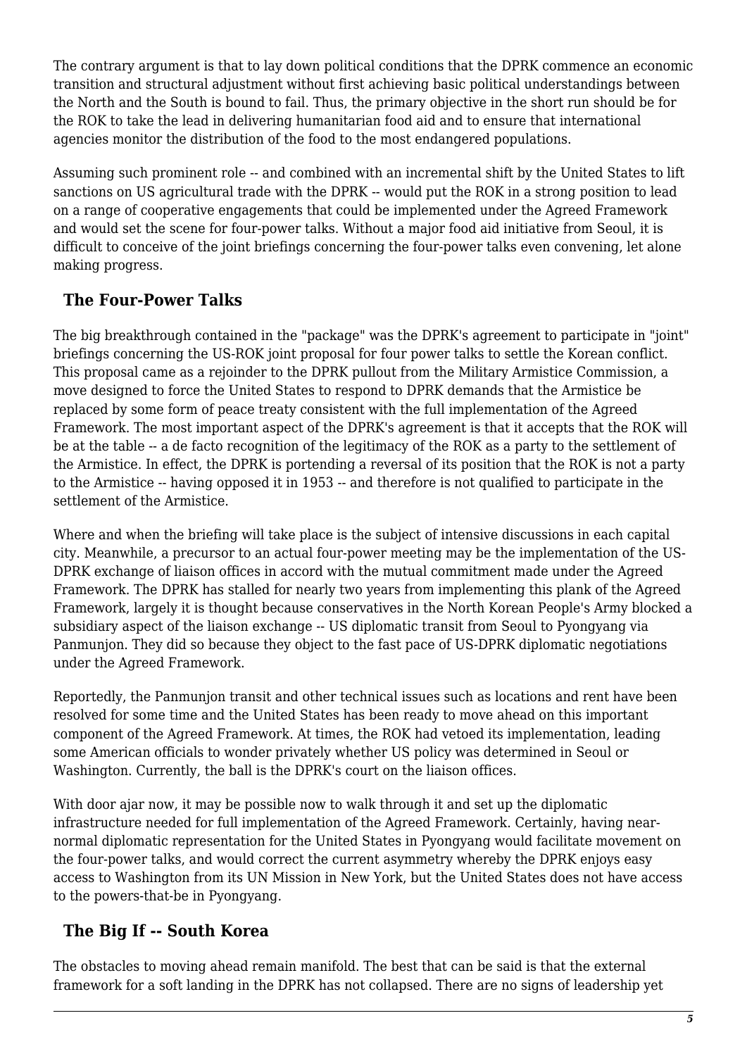The contrary argument is that to lay down political conditions that the DPRK commence an economic transition and structural adjustment without first achieving basic political understandings between the North and the South is bound to fail. Thus, the primary objective in the short run should be for the ROK to take the lead in delivering humanitarian food aid and to ensure that international agencies monitor the distribution of the food to the most endangered populations.

Assuming such prominent role -- and combined with an incremental shift by the United States to lift sanctions on US agricultural trade with the DPRK -- would put the ROK in a strong position to lead on a range of cooperative engagements that could be implemented under the Agreed Framework and would set the scene for four-power talks. Without a major food aid initiative from Seoul, it is difficult to conceive of the joint briefings concerning the four-power talks even convening, let alone making progress.

## The Four-Power Talks

The big breakthrough contained in the "package" was the DPRK's agreement to participate in "joint" briefings concerning the US-ROK joint proposal for four power talks to settle the Korean conflict. This proposal came as a rejoinder to the DPRK pullout from the Military Armistice Commission, a move designed to force the United States to respond to DPRK demands that the Armistice be replaced by some form of peace treaty consistent with the full implementation of the Agreed Framework. The most important aspect of the DPRK's agreement is that it accepts that the ROK will be at the table -- a de facto recognition of the legitimacy of the ROK as a party to the settlement of the Armistice. In effect, the DPRK is portending a reversal of its position that the ROK is not a party to the Armistice -- having opposed it in 1953 -- and therefore is not qualified to participate in the settlement of the Armistice.

Where and when the briefing will take place is the subject of intensive discussions in each capital city. Meanwhile, a precursor to an actual four-power meeting may be the implementation of the US-DPRK exchange of liaison offices in accord with the mutual commitment made under the Agreed Framework. The DPRK has stalled for nearly two years from implementing this plank of the Agreed Framework, largely it is thought because conservatives in the North Korean People's Army blocked a subsidiary aspect of the liaison exchange -- US diplomatic transit from Seoul to Pyongyang via Panmunjon. They did so because they object to the fast pace of US-DPRK diplomatic negotiations under the Agreed Framework.

Reportedly, the Panmunjon transit and other technical issues such as locations and rent have been resolved for some time and the United States has been ready to move ahead on this important component of the Agreed Framework. At times, the ROK had vetoed its implementation, leading some American officials to wonder privately whether US policy was determined in Seoul or Washington. Currently, the ball is the DPRK's court on the liaison offices.

With door ajar now, it may be possible now to walk through it and set up the diplomatic infrastructure needed for full implementation of the Agreed Framework. Certainly, having near-normal diplomatic representation for the United States in Pyongyang would facilitate movement on the four-power talks, and would correct the current asymmetry whereby the DPRK enjoys easy access to Washington from its UN Mission in New York, but the United States does not have access to the powers-that-be in Pyongyang.

## The Big If -- South Korea

The obstacles to moving ahead remain manifold. The best that can be said is that the external framework for a soft landing in the DPRK has not collapsed. There are no signs of leadership yet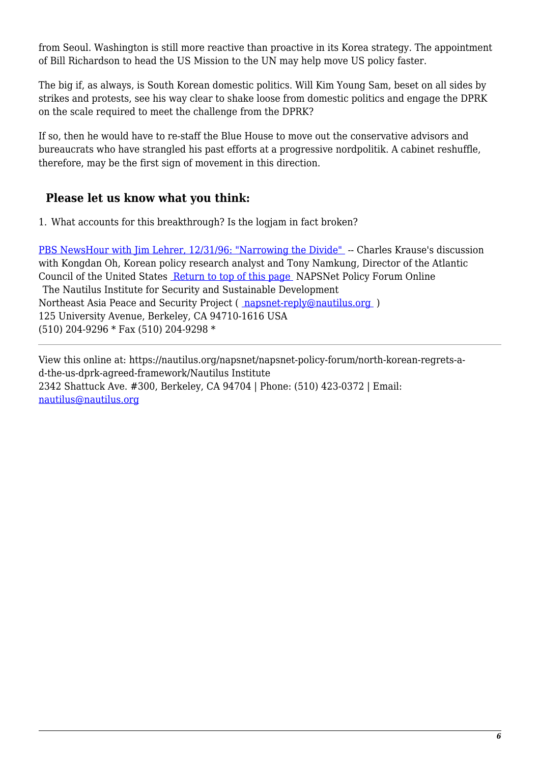from Seoul. Washington is still more reactive than proactive in its Korea strategy. The appointment of Bill Richardson to head the US Mission to the UN may help move US policy faster.

The big if, as always, is South Korean domestic politics. Will Kim Young Sam, beset on all sides by strikes and protests, see his way clear to shake loose from domestic politics and engage the DPRK on the scale required to meet the challenge from the DPRK?

If so, then he would have to re-staff the Blue House to move out the conservative advisors and bureaucrats who have strangled his past efforts at a progressive nordpolitik. A cabinet reshuffle, therefore, may be the first sign of movement in this direction.

### Please let us know what you think:

1. What accounts for this breakthrough? Is the logjam in fact broken?

PBS NewsHour with Jim Lehrer, 12/31/96: "Narrowing the Divide" -- Charles Krause's discussion with Kongdan Oh, Korean policy research analyst and Tony Namkung, Director of the Atlantic Council of the United States Return to top of this page NAPSNet Policy Forum Online
The Nautilus Institute for Security and Sustainable Development
Northeast Asia Peace and Security Project ( napsnet-reply@nautilus.org )
125 University Avenue, Berkeley, CA 94710-1616 USA
(510) 204-9296 * Fax (510) 204-9298 *

---

View this online at: https://nautilus.org/napsnet/napsnet-policy-forum/north-korean-regrets-a-d-the-us-dprk-agreed-framework/Nautilus Institute
2342 Shattuck Ave. #300, Berkeley, CA 94704 | Phone: (510) 423-0372 | Email: nautilus@nautilus.org